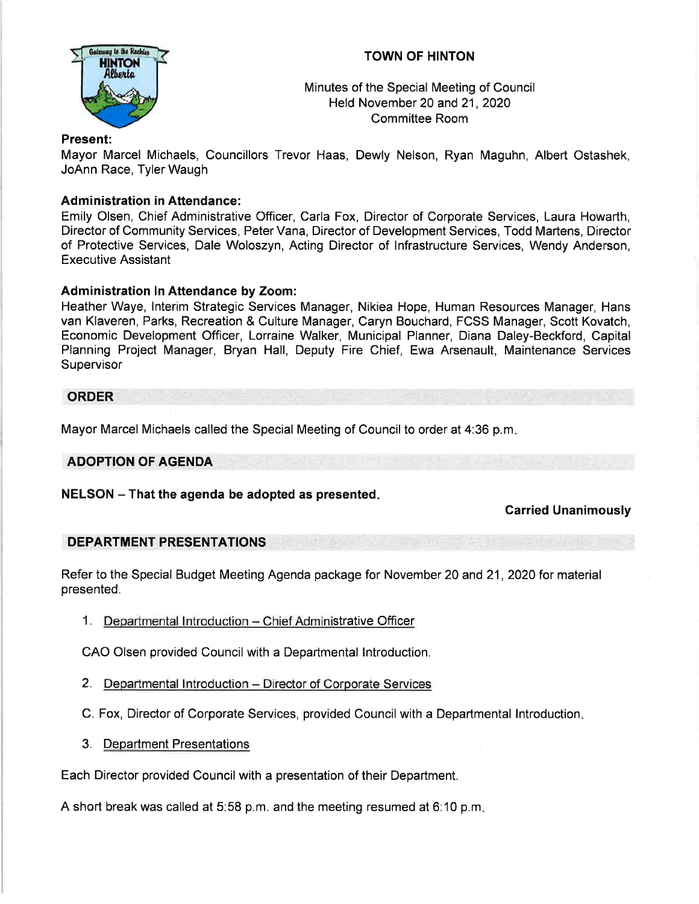# TOWN OF HINTON

Minutes of the Special Meeting of Council
Held November 20 and 21, 2020
Committee Room

**Present:**
Mayor Marcel Michaels, Councillors Trevor Haas, Dewly Nelson, Ryan Maguhn, Albert Ostashek, JoAnn Race, Tyler Waugh

**Administration in Attendance:**
Emily Olsen, Chief Administrative Officer, Carla Fox, Director of Corporate Services, Laura Howarth, Director of Community Services, Peter Vana, Director of Development Services, Todd Martens, Director of Protective Services, Dale Woloszyn, Acting Director of Infrastructure Services, Wendy Anderson, Executive Assistant

**Administration In Attendance by Zoom:**
Heather Waye, Interim Strategic Services Manager, Nikiea Hope, Human Resources Manager, Hans van Klaveren, Parks, Recreation & Culture Manager, Caryn Bouchard, FCSS Manager, Scott Kovatch, Economic Development Officer, Lorraine Walker, Municipal Planner, Diana Daley-Beckford, Capital Planning Project Manager, Bryan Hall, Deputy Fire Chief, Ewa Arsenault, Maintenance Services Supervisor

## ORDER

Mayor Marcel Michaels called the Special Meeting of Council to order at 4:36 p.m.

## ADOPTION OF AGENDA

**NELSON – That the agenda be adopted as presented.**

**Carried Unanimously**

## DEPARTMENT PRESENTATIONS

Refer to the Special Budget Meeting Agenda package for November 20 and 21, 2020 for material presented.

1. Departmental Introduction – Chief Administrative Officer

CAO Olsen provided Council with a Departmental Introduction.

2. Departmental Introduction – Director of Corporate Services

C. Fox, Director of Corporate Services, provided Council with a Departmental Introduction.

3. Department Presentations

Each Director provided Council with a presentation of their Department.

A short break was called at 5:58 p.m. and the meeting resumed at 6:10 p.m.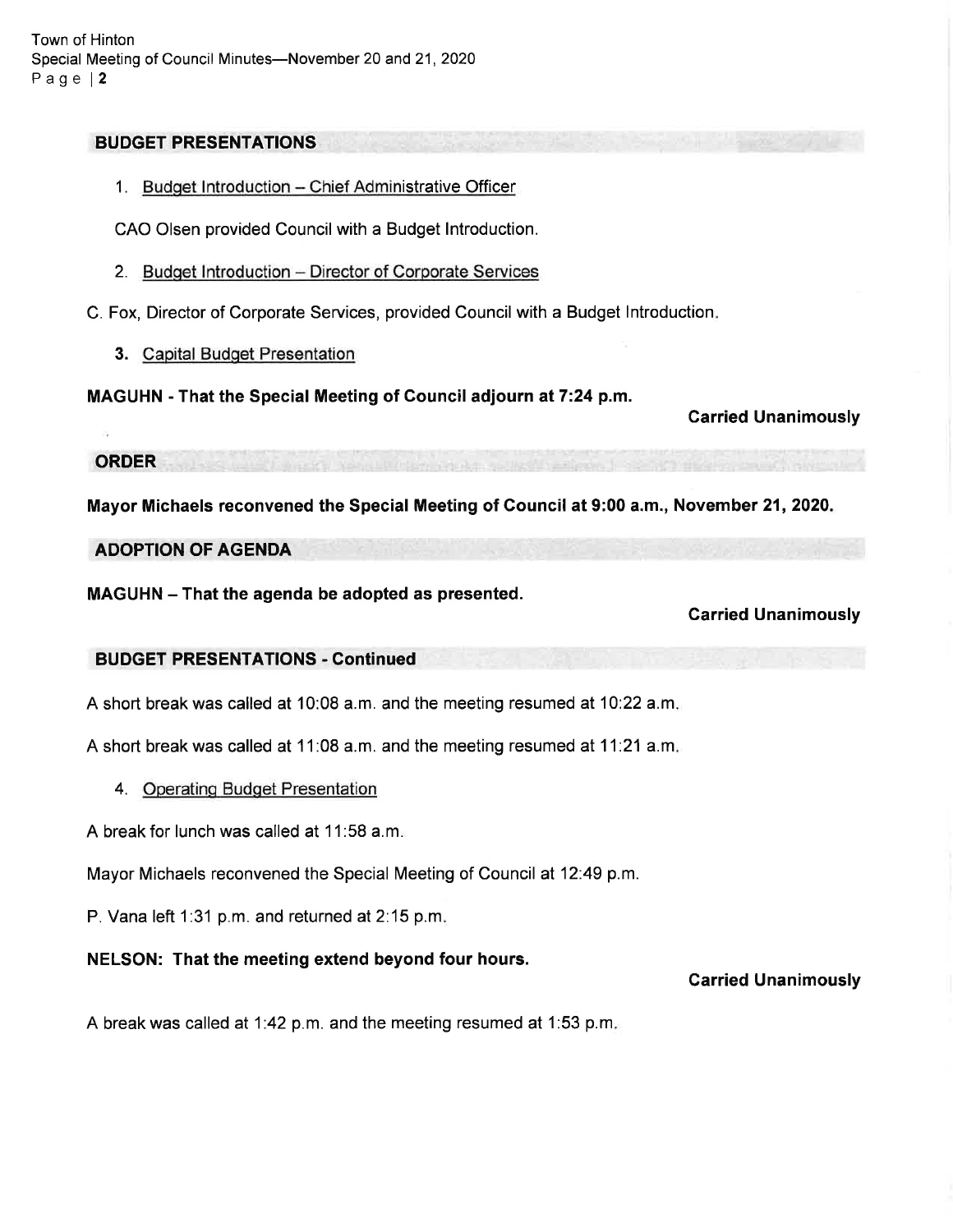## BUDGET PRESENTATIONS

1. Budget Introduction – Chief Administrative Officer

CAO Olsen provided Council with a Budget Introduction.

2. Budget Introduction – Director of Corporate Services

C. Fox, Director of Corporate Services, provided Council with a Budget Introduction.

3. Capital Budget Presentation

**MAGUHN - That the Special Meeting of Council adjourn at 7:24 p.m.**

**Carried Unanimously**

## ORDER

**Mayor Michaels reconvened the Special Meeting of Council at 9:00 a.m., November 21, 2020.**

## ADOPTION OF AGENDA

**MAGUHN – That the agenda be adopted as presented.**

**Carried Unanimously**

## BUDGET PRESENTATIONS - Continued

A short break was called at 10:08 a.m. and the meeting resumed at 10:22 a.m.

A short break was called at 11:08 a.m. and the meeting resumed at 11:21 a.m.

4. Operating Budget Presentation

A break for lunch was called at 11:58 a.m.

Mayor Michaels reconvened the Special Meeting of Council at 12:49 p.m.

P. Vana left 1:31 p.m. and returned at 2:15 p.m.

**NELSON: That the meeting extend beyond four hours.**

**Carried Unanimously**

A break was called at 1:42 p.m. and the meeting resumed at 1:53 p.m.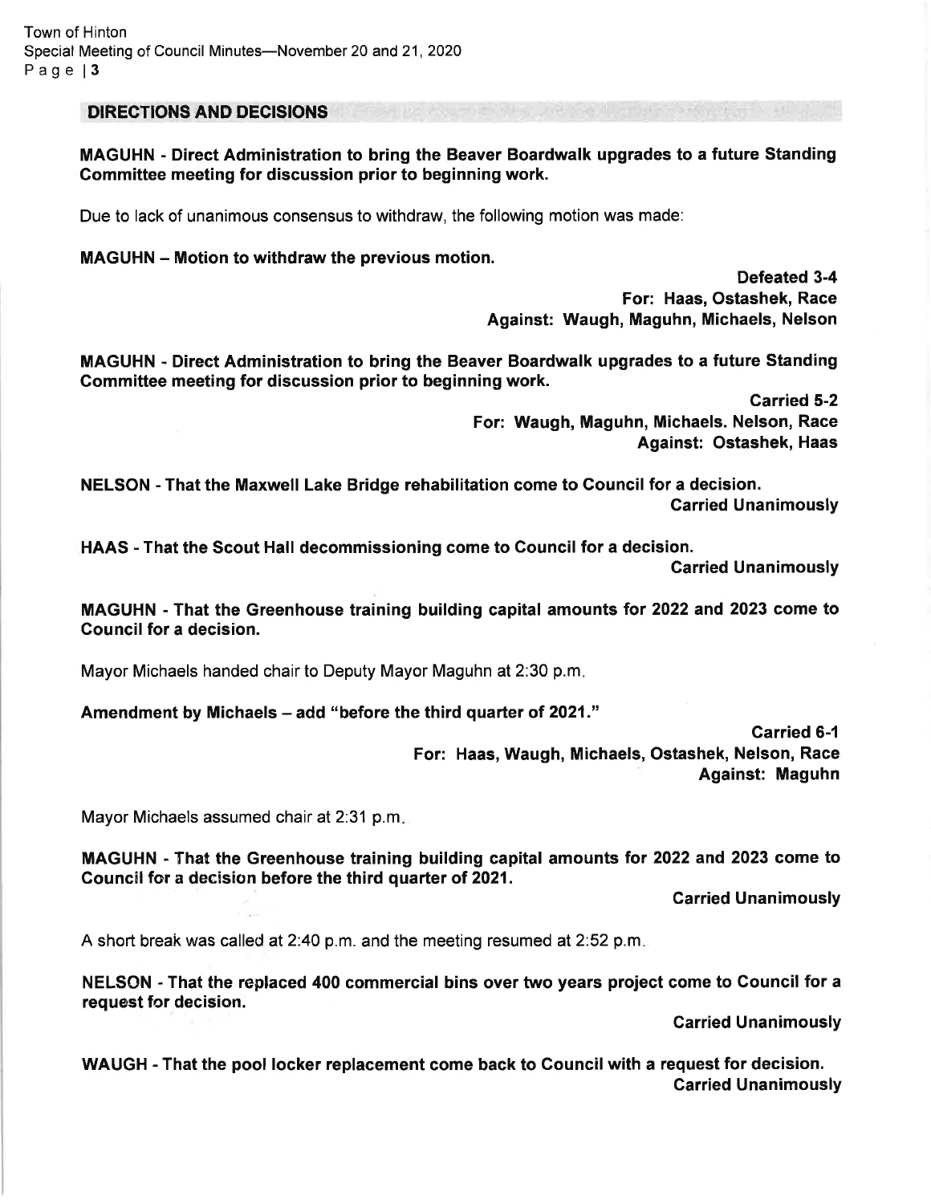## DIRECTIONS AND DECISIONS

**MAGUHN - Direct Administration to bring the Beaver Boardwalk upgrades to a future Standing Committee meeting for discussion prior to beginning work.**

Due to lack of unanimous consensus to withdraw, the following motion was made:

**MAGUHN – Motion to withdraw the previous motion.**

**Defeated 3-4**
**For: Haas, Ostashek, Race**
**Against: Waugh, Maguhn, Michaels, Nelson**

**MAGUHN - Direct Administration to bring the Beaver Boardwalk upgrades to a future Standing Committee meeting for discussion prior to beginning work.**

**Carried 5-2**
**For: Waugh, Maguhn, Michaels. Nelson, Race**
**Against: Ostashek, Haas**

**NELSON - That the Maxwell Lake Bridge rehabilitation come to Council for a decision.**

**Carried Unanimously**

**HAAS - That the Scout Hall decommissioning come to Council for a decision.**

**Carried Unanimously**

**MAGUHN - That the Greenhouse training building capital amounts for 2022 and 2023 come to Council for a decision.**

Mayor Michaels handed chair to Deputy Mayor Maguhn at 2:30 p.m.

**Amendment by Michaels – add "before the third quarter of 2021."**

**Carried 6-1**
**For: Haas, Waugh, Michaels, Ostashek, Nelson, Race**
**Against: Maguhn**

Mayor Michaels assumed chair at 2:31 p.m.

**MAGUHN - That the Greenhouse training building capital amounts for 2022 and 2023 come to Council for a decision before the third quarter of 2021.**

**Carried Unanimously**

A short break was called at 2:40 p.m. and the meeting resumed at 2:52 p.m.

**NELSON - That the replaced 400 commercial bins over two years project come to Council for a request for decision.**

**Carried Unanimously**

**WAUGH - That the pool locker replacement come back to Council with a request for decision.**

**Carried Unanimously**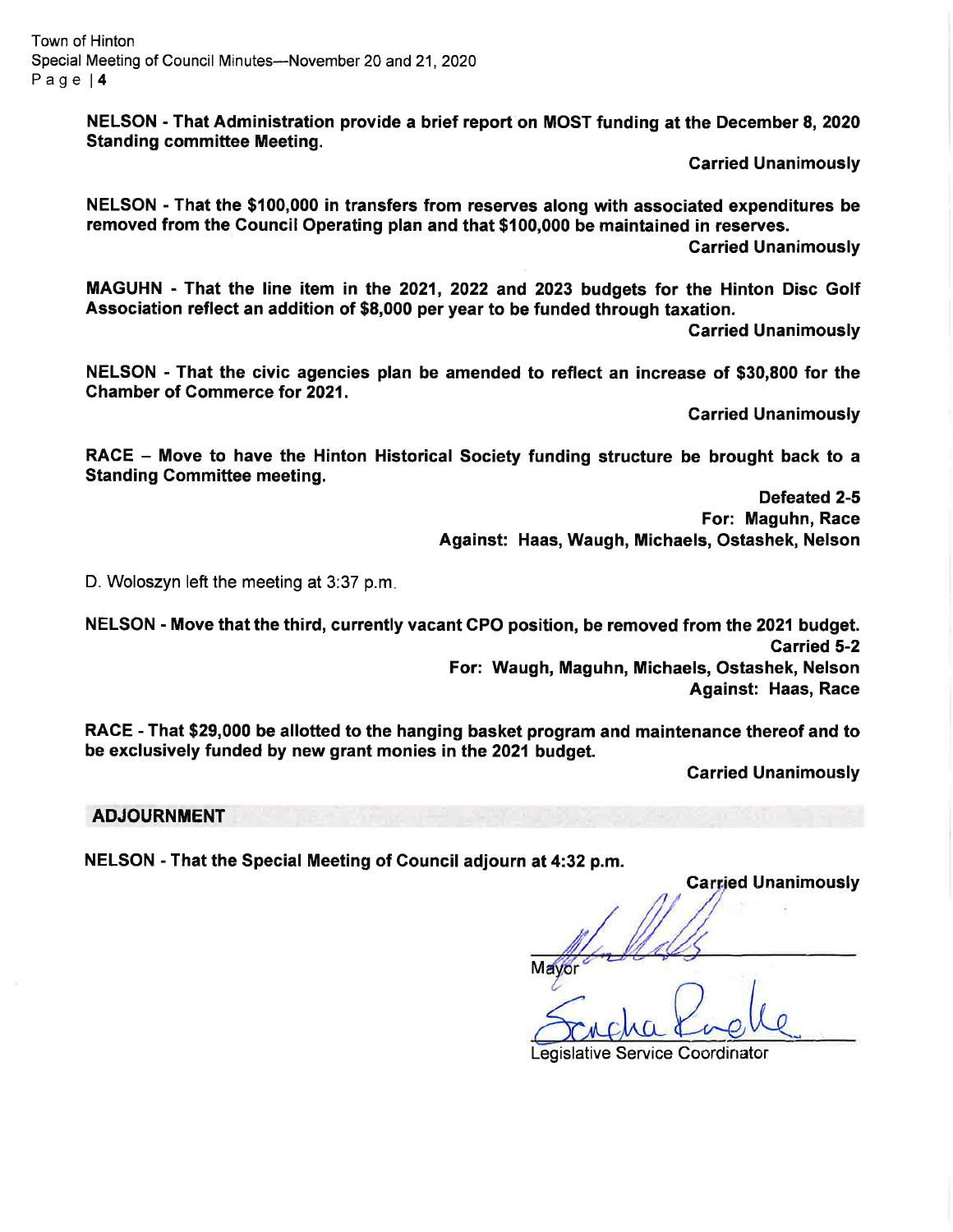**NELSON - That Administration provide a brief report on MOST funding at the December 8, 2020 Standing committee Meeting.**

**Carried Unanimously**

**NELSON - That the $100,000 in transfers from reserves along with associated expenditures be removed from the Council Operating plan and that $100,000 be maintained in reserves.**

**Carried Unanimously**

**MAGUHN - That the line item in the 2021, 2022 and 2023 budgets for the Hinton Disc Golf Association reflect an addition of $8,000 per year to be funded through taxation.**

**Carried Unanimously**

**NELSON - That the civic agencies plan be amended to reflect an increase of $30,800 for the Chamber of Commerce for 2021.**

**Carried Unanimously**

**RACE – Move to have the Hinton Historical Society funding structure be brought back to a Standing Committee meeting.**

**Defeated 2-5**
**For: Maguhn, Race**
**Against: Haas, Waugh, Michaels, Ostashek, Nelson**

D. Woloszyn left the meeting at 3:37 p.m.

**NELSON - Move that the third, currently vacant CPO position, be removed from the 2021 budget.**

**Carried 5-2**
**For: Waugh, Maguhn, Michaels, Ostashek, Nelson**
**Against: Haas, Race**

**RACE - That $29,000 be allotted to the hanging basket program and maintenance thereof and to be exclusively funded by new grant monies in the 2021 budget.**

**Carried Unanimously**

## ADJOURNMENT

**NELSON - That the Special Meeting of Council adjourn at 4:32 p.m.**

**Carried Unanimously**

Mayor

Legislative Service Coordinator